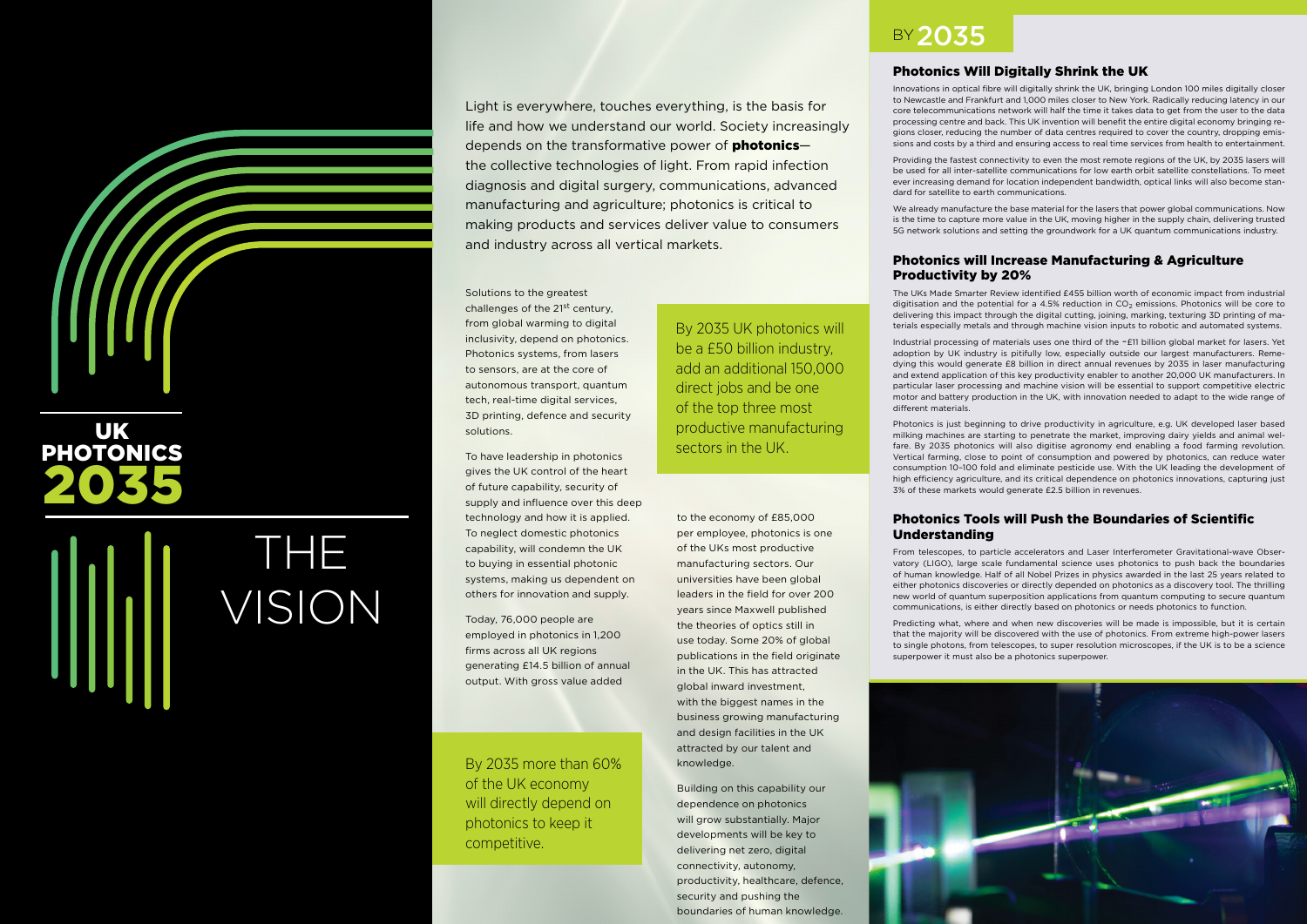# UK PHOTONICS 2035

# THE VISION

Light is everywhere, touches everything, is the basis for life and how we understand our world. Society increasingly depends on the transformative power of **photonics**—the collective technologies of light. From rapid infection diagnosis and digital surgery, communications, advanced manufacturing and agriculture; photonics is critical to making products and services deliver value to consumers and industry across all vertical markets.

Solutions to the greatest challenges of the 21st century, from global warming to digital inclusivity, depend on photonics. Photonics systems, from lasers to sensors, are at the core of autonomous transport, quantum tech, real-time digital services, 3D printing, defence and security solutions.

To have leadership in photonics gives the UK control of the heart of future capability, security of supply and influence over this deep technology and how it is applied. To neglect domestic photonics capability, will condemn the UK to buying in essential photonic systems, making us dependent on others for innovation and supply.

Today, 76,000 people are employed in photonics in 1,200 firms across all UK regions generating £14.5 billion of annual output. With gross value added to the economy of £85,000 per employee, photonics is one of the UKs most productive manufacturing sectors. Our universities have been global leaders in the field for over 200 years since Maxwell published the theories of optics still in use today. Some 20% of global publications in the field originate in the UK. This has attracted global inward investment, with the biggest names in the business growing manufacturing and design facilities in the UK attracted by our talent and knowledge.

Building on this capability our dependence on photonics will grow substantially. Major developments will be key to delivering net zero, digital connectivity, autonomy, productivity, healthcare, defence, security and pushing the boundaries of human knowledge.

By 2035 UK photonics will be a £50 billion industry, add an additional 150,000 direct jobs and be one of the top three most productive manufacturing sectors in the UK.

By 2035 more than 60% of the UK economy will directly depend on photonics to keep it competitive.

# BY 2035

## Photonics Will Digitally Shrink the UK

Innovations in optical fibre will digitally shrink the UK, bringing London 100 miles digitally closer to Newcastle and Frankfurt and 1,000 miles closer to New York. Radically reducing latency in our core telecommunications network will half the time it takes data to get from the user to the data processing centre and back. This UK invention will benefit the entire digital economy bringing regions closer, reducing the number of data centres required to cover the country, dropping emissions and costs by a third and ensuring access to real time services from health to entertainment.

Providing the fastest connectivity to even the most remote regions of the UK, by 2035 lasers will be used for all inter-satellite communications for low earth orbit satellite constellations. To meet ever increasing demand for location independent bandwidth, optical links will also become standard for satellite to earth communications.

We already manufacture the base material for the lasers that power global communications. Now is the time to capture more value in the UK, moving higher in the supply chain, delivering trusted 5G network solutions and setting the groundwork for a UK quantum communications industry.

## Photonics will Increase Manufacturing & Agriculture Productivity by 20%

The UKs Made Smarter Review identified £455 billion worth of economic impact from industrial digitisation and the potential for a 4.5% reduction in $CO_2$ emissions. Photonics will be core to delivering this impact through the digital cutting, joining, marking, texturing 3D printing of materials especially metals and through machine vision inputs to robotic and automated systems.

Industrial processing of materials uses one third of the ~£11 billion global market for lasers. Yet adoption by UK industry is pitifully low, especially outside our largest manufacturers. Remedying this would generate £8 billion in direct annual revenues by 2035 in laser manufacturing and extend application of this key productivity enabler to another 20,000 UK manufacturers. In particular laser processing and machine vision will be essential to support competitive electric motor and battery production in the UK, with innovation needed to adapt to the wide range of different materials.

Photonics is just beginning to drive productivity in agriculture, e.g. UK developed laser based milking machines are starting to penetrate the market, improving dairy yields and animal welfare. By 2035 photonics will also digitise agronomy end enabling a food farming revolution. Vertical farming, close to point of consumption and powered by photonics, can reduce water consumption 10–100 fold and eliminate pesticide use. With the UK leading the development of high efficiency agriculture, and its critical dependence on photonics innovations, capturing just 3% of these markets would generate £2.5 billion in revenues.

## Photonics Tools will Push the Boundaries of Scientific Understanding

From telescopes, to particle accelerators and Laser Interferometer Gravitational-wave Observatory (LIGO), large scale fundamental science uses photonics to push back the boundaries of human knowledge. Half of all Nobel Prizes in physics awarded in the last 25 years related to either photonics discoveries or directly depended on photonics as a discovery tool. The thrilling new world of quantum superposition applications from quantum computing to secure quantum communications, is either directly based on photonics or needs photonics to function.

Predicting what, where and when new discoveries will be made is impossible, but it is certain that the majority will be discovered with the use of photonics. From extreme high-power lasers to single photons, from telescopes, to super resolution microscopes, if the UK is to be a science superpower it must also be a photonics superpower.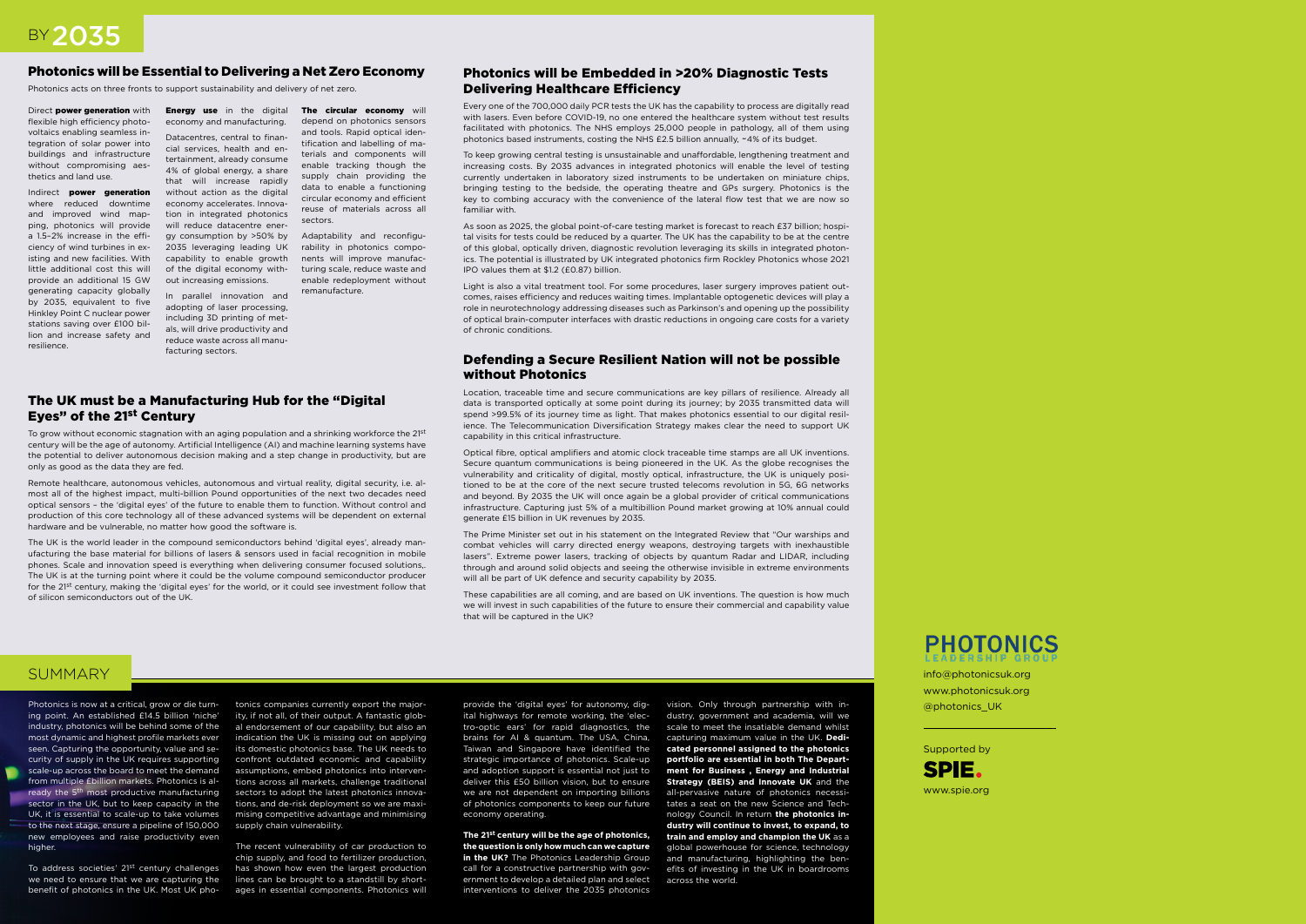# BY 2035

## Photonics will be Essential to Delivering a Net Zero Economy

Photonics acts on three fronts to support sustainability and delivery of net zero.

Direct **power generation** with flexible high efficiency photovoltaics enabling seamless integration of solar power into buildings and infrastructure without compromising aesthetics and land use.

Indirect **power generation** where reduced downtime and improved wind mapping, photonics will provide a 1.5–2% increase in the efficiency of wind turbines in existing and new facilities. With little additional cost this will provide an additional 15 GW generating capacity globally by 2035, equivalent to five Hinkley Point C nuclear power stations saving over £100 billion and increase safety and resilience.

**Energy use** in the digital economy and manufacturing.

Datacentres, central to financial services, health and entertainment, already consume 4% of global energy, a share that will increase rapidly without action as the digital economy accelerates. Innovation in integrated photonics will reduce datacentre energy consumption by >50% by 2035 leveraging leading UK capability to enable growth of the digital economy without increasing emissions.

In parallel innovation and adopting of laser processing, including 3D printing of metals, will drive productivity and reduce waste across all manufacturing sectors.

**The circular economy** will depend on photonics sensors and tools. Rapid optical identification and labelling of materials and components will enable tracking though the supply chain providing the data to enable a functioning circular economy and efficient reuse of materials across all sectors.

Adaptability and reconfigurability in photonics components will improve manufacturing scale, reduce waste and enable redeployment without remanufacture.

## The UK must be a Manufacturing Hub for the "Digital Eyes" of the 21st Century

To grow without economic stagnation with an aging population and a shrinking workforce the 21st century will be the age of autonomy. Artificial Intelligence (AI) and machine learning systems have the potential to deliver autonomous decision making and a step change in productivity, but are only as good as the data they are fed.

Remote healthcare, autonomous vehicles, autonomous and virtual reality, digital security, i.e. almost all of the highest impact, multi-billion Pound opportunities of the next two decades need optical sensors – the 'digital eyes' of the future to enable them to function. Without control and production of this core technology all of these advanced systems will be dependent on external hardware and be vulnerable, no matter how good the software is.

The UK is the world leader in the compound semiconductors behind 'digital eyes', already manufacturing the base material for billions of lasers & sensors used in facial recognition in mobile phones. Scale and innovation speed is everything when delivering consumer focused solutions,. The UK is at the turning point where it could be the volume compound semiconductor producer for the 21st century, making the 'digital eyes' for the world, or it could see investment follow that of silicon semiconductors out of the UK.

## Photonics will be Embedded in >20% Diagnostic Tests Delivering Healthcare Efficiency

Every one of the 700,000 daily PCR tests the UK has the capability to process are digitally read with lasers. Even before COVID-19, no one entered the healthcare system without test results facilitated with photonics. The NHS employs 25,000 people in pathology, all of them using photonics based instruments, costing the NHS £2.5 billion annually, ~4% of its budget.

To keep growing central testing is unsustainable and unaffordable, lengthening treatment and increasing costs. By 2035 advances in integrated photonics will enable the level of testing currently undertaken in laboratory sized instruments to be undertaken on miniature chips, bringing testing to the bedside, the operating theatre and GPs surgery. Photonics is the key to combing accuracy with the convenience of the lateral flow test that we are now so familiar with.

As soon as 2025, the global point-of-care testing market is forecast to reach £37 billion; hospital visits for tests could be reduced by a quarter. The UK has the capability to be at the centre of this global, optically driven, diagnostic revolution leveraging its skills in integrated photonics. The potential is illustrated by UK integrated photonics firm Rockley Photonics whose 2021 IPO values them at $1.2 (£0.87) billion.

Light is also a vital treatment tool. For some procedures, laser surgery improves patient outcomes, raises efficiency and reduces waiting times. Implantable optogenetic devices will play a role in neurotechnology addressing diseases such as Parkinson's and opening up the possibility of optical brain-computer interfaces with drastic reductions in ongoing care costs for a variety of chronic conditions.

## Defending a Secure Resilient Nation will not be possible without Photonics

Location, traceable time and secure communications are key pillars of resilience. Already all data is transported optically at some point during its journey; by 2035 transmitted data will spend >99.5% of its journey time as light. That makes photonics essential to our digital resilience. The Telecommunication Diversification Strategy makes clear the need to support UK capability in this critical infrastructure.

Optical fibre, optical amplifiers and atomic clock traceable time stamps are all UK inventions. Secure quantum communications is being pioneered in the UK. As the globe recognises the vulnerability and criticality of digital, mostly optical, infrastructure, the UK is uniquely positioned to be at the core of the next secure trusted telecoms revolution in 5G, 6G networks and beyond. By 2035 the UK will once again be a global provider of critical communications infrastructure. Capturing just 5% of a multibillion Pound market growing at 10% annual could generate £15 billion in UK revenues by 2035.

The Prime Minister set out in his statement on the Integrated Review that "Our warships and combat vehicles will carry directed energy weapons, destroying targets with inexhaustible lasers". Extreme power lasers, tracking of objects by quantum Radar and LIDAR, including through and around solid objects and seeing the otherwise invisible in extreme environments will all be part of UK defence and security capability by 2035.

These capabilities are all coming, and are based on UK inventions. The question is how much we will invest in such capabilities of the future to ensure their commercial and capability value that will be captured in the UK?

## SUMMARY

Photonics is now at a critical, grow or die turning point. An established £14.5 billion 'niche' industry, photonics will be behind some of the most dynamic and highest profile markets ever seen. Capturing the opportunity, value and security of supply in the UK requires supporting scale-up across the board to meet the demand from multiple £billion markets. Photonics is already the 5th most productive manufacturing sector in the UK, but to keep capacity in the UK, it is essential to scale-up to take volumes to the next stage, ensure a pipeline of 150,000 new employees and raise productivity even higher.

To address societies' 21st century challenges we need to ensure that we are capturing the benefit of photonics in the UK. Most UK photonics companies currently export the majority, if not all, of their output. A fantastic global endorsement of our capability, but also an indication the UK is missing out on applying its domestic photonics base. The UK needs to confront outdated economic and capability assumptions, embed photonics into interventions across all markets, challenge traditional sectors to adopt the latest photonics innovations, and de-risk deployment so we are maximising competitive advantage and minimising supply chain vulnerability.

The recent vulnerability of car production to chip supply, and food to fertilizer production, has shown how even the largest production lines can be brought to a standstill by shortages in essential components. Photonics will provide the 'digital eyes' for autonomy, digital highways for remote working, the 'electro-optic ears' for rapid diagnostics, the brains for AI & quantum. The USA, China, Taiwan and Singapore have identified the strategic importance of photonics. Scale-up and adoption support is essential not just to deliver this £50 billion vision, but to ensure we are not dependent on importing billions of photonics components to keep our future economy operating.

**The 21st century will be the age of photonics, the question is only how much can we capture in the UK?** The Photonics Leadership Group call for a constructive partnership with government to develop a detailed plan and select interventions to deliver the 2035 photonics vision. Only through partnership with industry, government and academia, will we scale to meet the insatiable demand whilst capturing maximum value in the UK. **Dedicated personnel assigned to the photonics portfolio are essential in both The Department for Business , Energy and Industrial Strategy (BEIS) and Innovate UK** and the all-pervasive nature of photonics necessitates a seat on the new Science and Technology Council. In return **the photonics industry will continue to invest, to expand, to train and employ and champion the UK** as a global powerhouse for science, technology and manufacturing, highlighting the benefits of investing in the UK in boardrooms across the world.

PHOTONICS LEADERSHIP GROUP

info@photonicsuk.org
www.photonicsuk.org
@photonics_UK

Supported by SPIE.
www.spie.org